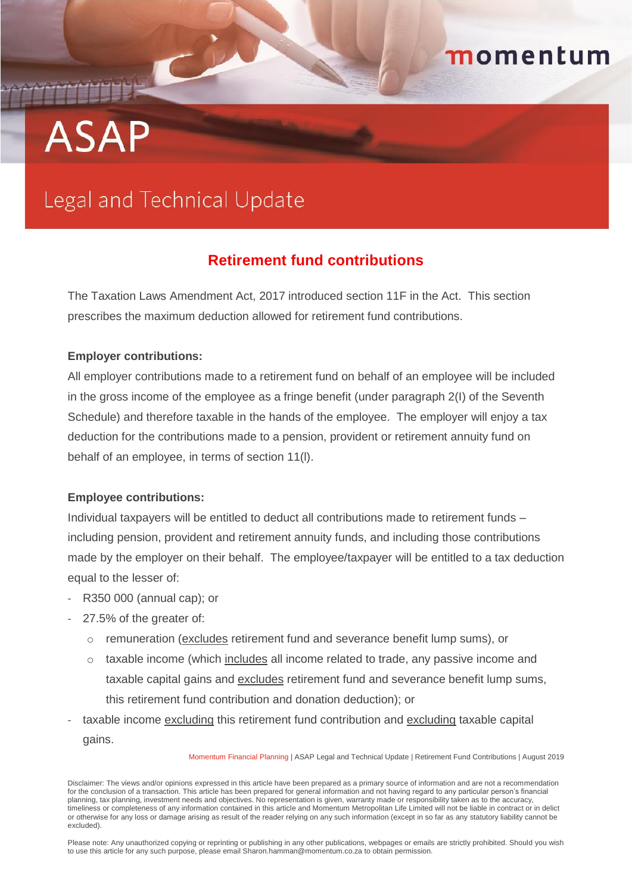momentum

# ASAP

## Legal and Technical Update

### Retirement fund contributions

The Taxation Laws Amendment Act, 2017 introduced section 11F in the Act. This section prescribes the maximum deduction allowed for retirement fund contributions.

**Employer contributions:**

All employer contributions made to a retirement fund on behalf of an employee will be included in the gross income of the employee as a fringe benefit (under paragraph 2(I) of the Seventh Schedule) and therefore taxable in the hands of the employee. The employer will enjoy a tax deduction for the contributions made to a pension, provident or retirement annuity fund on behalf of an employee, in terms of section 11(l).

**Employee contributions:**

Individual taxpayers will be entitled to deduct all contributions made to retirement funds – including pension, provident and retirement annuity funds, and including those contributions made by the employer on their behalf. The employee/taxpayer will be entitled to a tax deduction equal to the lesser of:

- R350 000 (annual cap); or
- 27.5% of the greater of:
  - remuneration (excludes retirement fund and severance benefit lump sums), or
  - taxable income (which includes all income related to trade, any passive income and taxable capital gains and excludes retirement fund and severance benefit lump sums, this retirement fund contribution and donation deduction); or
- taxable income excluding this retirement fund contribution and excluding taxable capital gains.

Disclaimer: The views and/or opinions expressed in this article have been prepared as a primary source of information and are not a recommendation for the conclusion of a transaction. This article has been prepared for general information and not having regard to any particular person's financial planning, tax planning, investment needs and objectives. No representation is given, warranty made or responsibility taken as to the accuracy, timeliness or completeness of any information contained in this article and Momentum Metropolitan Life Limited will not be liable in contract or in delict or otherwise for any loss or damage arising as result of the reader relying on any such information (except in so far as any statutory liability cannot be excluded).

Please note: Any unauthorized copying or reprinting or publishing in any other publications, webpages or emails are strictly prohibited. Should you wish to use this article for any such purpose, please email Sharon.hamman@momentum.co.za to obtain permission.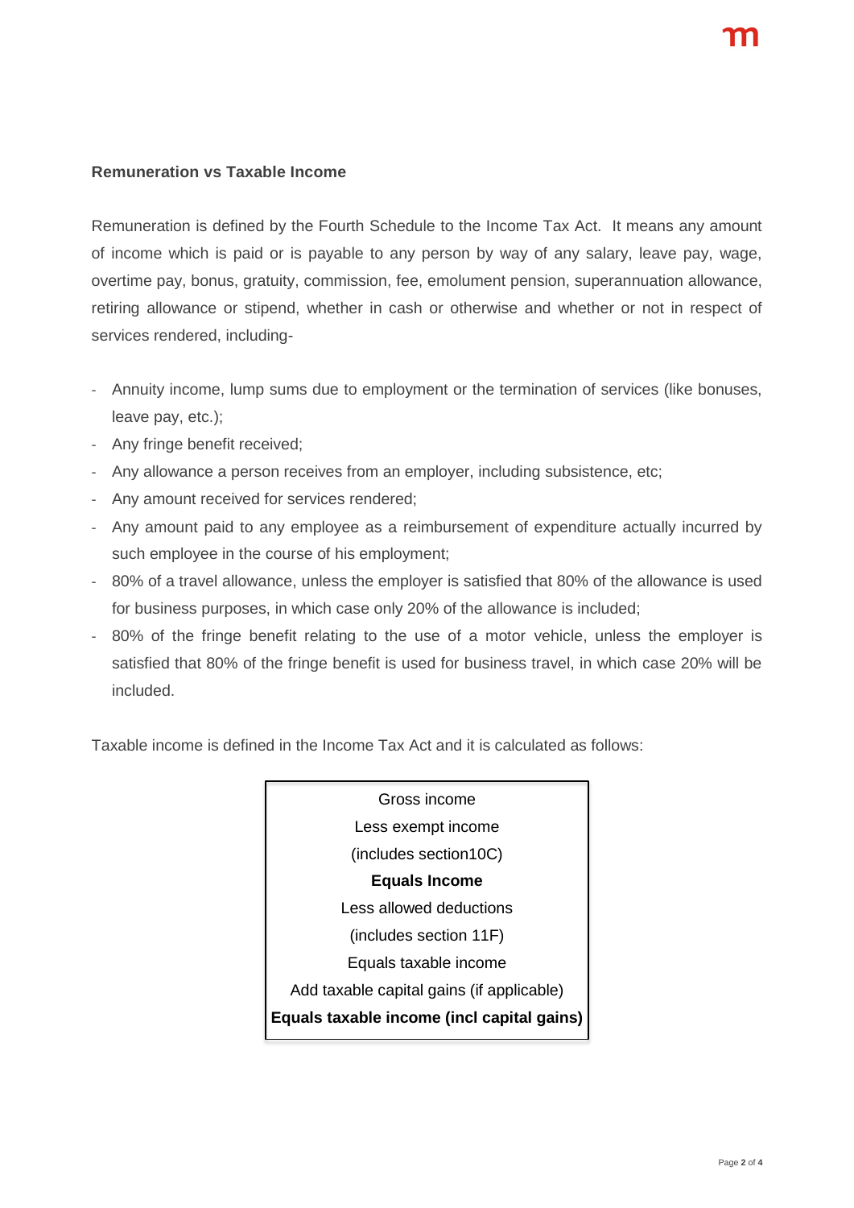**Remuneration vs Taxable Income**

Remuneration is defined by the Fourth Schedule to the Income Tax Act. It means any amount of income which is paid or is payable to any person by way of any salary, leave pay, wage, overtime pay, bonus, gratuity, commission, fee, emolument pension, superannuation allowance, retiring allowance or stipend, whether in cash or otherwise and whether or not in respect of services rendered, including-

- Annuity income, lump sums due to employment or the termination of services (like bonuses, leave pay, etc.);
- Any fringe benefit received;
- Any allowance a person receives from an employer, including subsistence, etc;
- Any amount received for services rendered;
- Any amount paid to any employee as a reimbursement of expenditure actually incurred by such employee in the course of his employment;
- 80% of a travel allowance, unless the employer is satisfied that 80% of the allowance is used for business purposes, in which case only 20% of the allowance is included;
- 80% of the fringe benefit relating to the use of a motor vehicle, unless the employer is satisfied that 80% of the fringe benefit is used for business travel, in which case 20% will be included.

Taxable income is defined in the Income Tax Act and it is calculated as follows:

| Gross income |
|---|
| Less exempt income |
| (includes section10C) |
| **Equals Income** |
| Less allowed deductions |
| (includes section 11F) |
| Equals taxable income |
| Add taxable capital gains (if applicable) |
| **Equals taxable income (incl capital gains)** |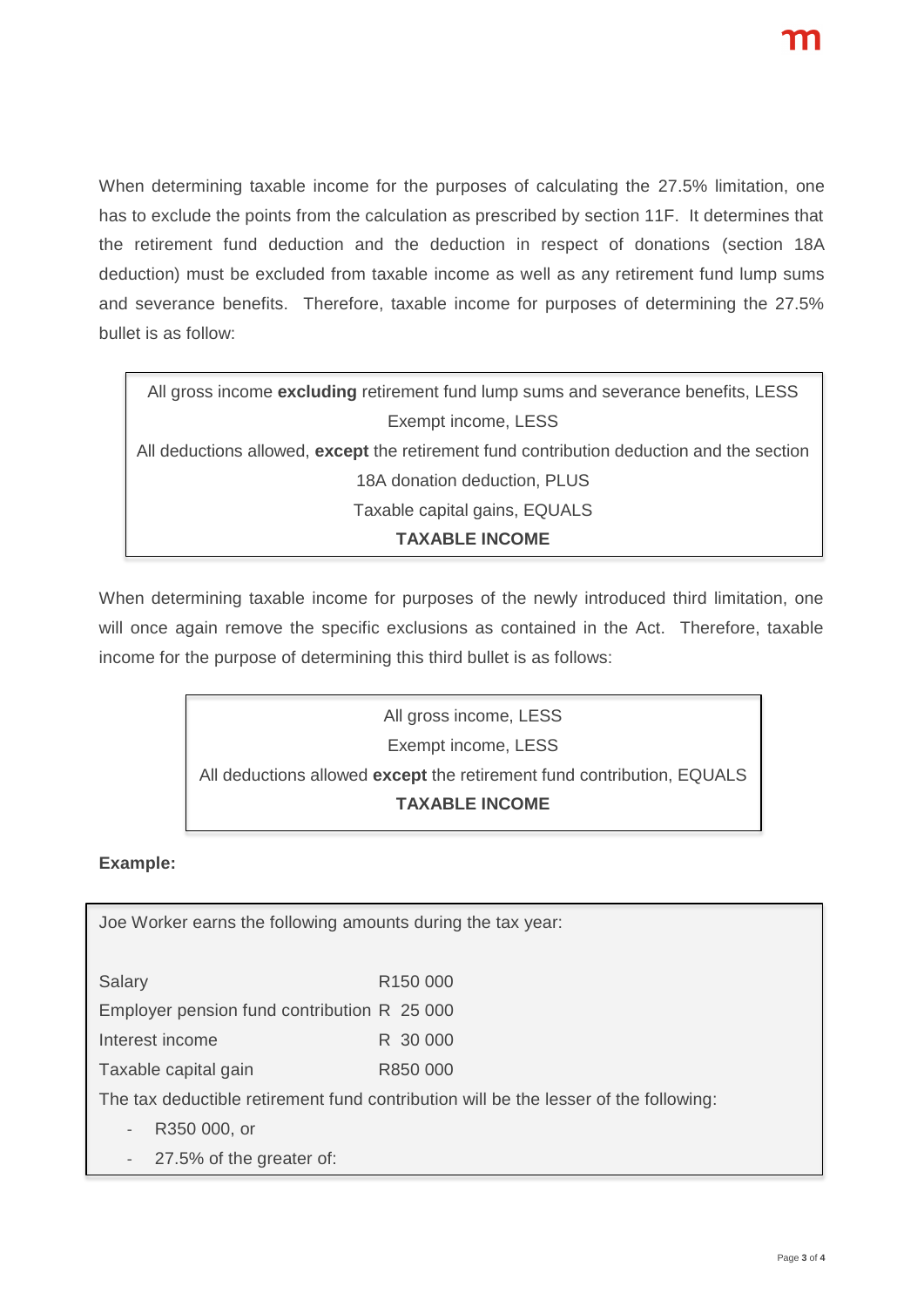When determining taxable income for the purposes of calculating the 27.5% limitation, one has to exclude the points from the calculation as prescribed by section 11F. It determines that the retirement fund deduction and the deduction in respect of donations (section 18A deduction) must be excluded from taxable income as well as any retirement fund lump sums and severance benefits. Therefore, taxable income for purposes of determining the 27.5% bullet is as follow:

> All gross income **excluding** retirement fund lump sums and severance benefits, LESS
> Exempt income, LESS
> All deductions allowed, **except** the retirement fund contribution deduction and the section 18A donation deduction, PLUS
> Taxable capital gains, EQUALS
> **TAXABLE INCOME**

When determining taxable income for purposes of the newly introduced third limitation, one will once again remove the specific exclusions as contained in the Act. Therefore, taxable income for the purpose of determining this third bullet is as follows:

> All gross income, LESS
> Exempt income, LESS
> All deductions allowed **except** the retirement fund contribution, EQUALS
> **TAXABLE INCOME**

**Example:**

Joe Worker earns the following amounts during the tax year:

| | |
|---|---|
| Salary | R150 000 |
| Employer pension fund contribution | R 25 000 |
| Interest income | R 30 000 |
| Taxable capital gain | R850 000 |

The tax deductible retirement fund contribution will be the lesser of the following:

- R350 000, or
- 27.5% of the greater of: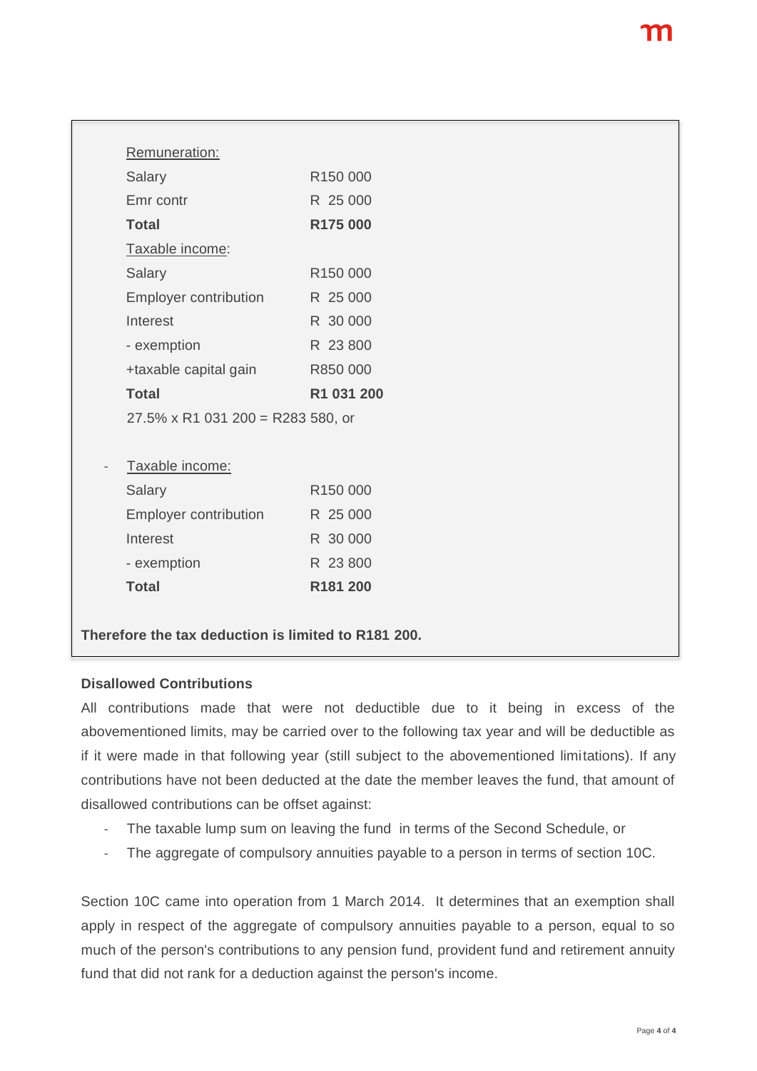Remuneration:

| | |
|---|---|
| Salary | R150 000 |
| Emr contr | R 25 000 |
| **Total** | **R175 000** |

Taxable income:

| | |
|---|---|
| Salary | R150 000 |
| Employer contribution | R 25 000 |
| Interest | R 30 000 |
| - exemption | R 23 800 |
| +taxable capital gain | R850 000 |
| **Total** | **R1 031 200** |

27.5% x R1 031 200 = R283 580, or

- Taxable income:

| | |
|---|---|
| Salary | R150 000 |
| Employer contribution | R 25 000 |
| Interest | R 30 000 |
| - exemption | R 23 800 |
| **Total** | **R181 200** |

**Therefore the tax deduction is limited to R181 200.**

**Disallowed Contributions**

All contributions made that were not deductible due to it being in excess of the abovementioned limits, may be carried over to the following tax year and will be deductible as if it were made in that following year (still subject to the abovementioned limitations). If any contributions have not been deducted at the date the member leaves the fund, that amount of disallowed contributions can be offset against:

- The taxable lump sum on leaving the fund in terms of the Second Schedule, or
- The aggregate of compulsory annuities payable to a person in terms of section 10C.

Section 10C came into operation from 1 March 2014. It determines that an exemption shall apply in respect of the aggregate of compulsory annuities payable to a person, equal to so much of the person's contributions to any pension fund, provident fund and retirement annuity fund that did not rank for a deduction against the person's income.